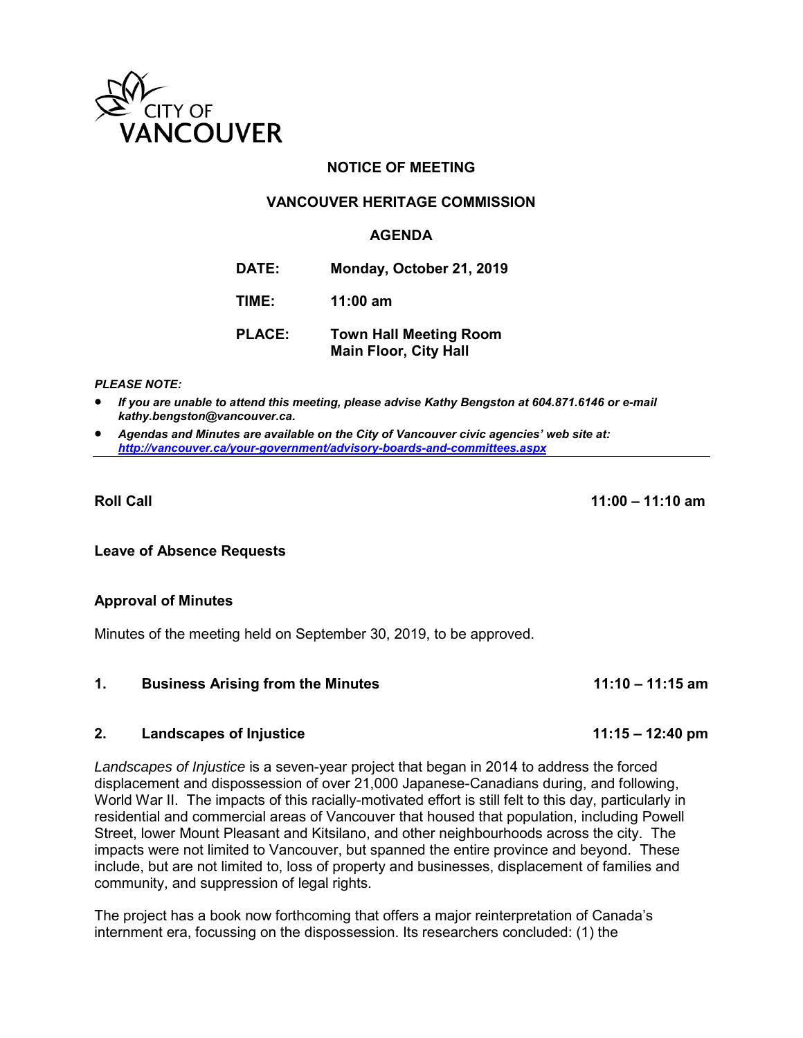CITY OF VANCOUVER

# NOTICE OF MEETING

## VANCOUVER HERITAGE COMMISSION

## AGENDA

**DATE:** Monday, October 21, 2019

**TIME:** 11:00 am

**PLACE:** Town Hall Meeting Room
Main Floor, City Hall

***PLEASE NOTE:***

- ***If you are unable to attend this meeting, please advise Kathy Bengston at 604.871.6146 or e-mail kathy.bengston@vancouver.ca.***
- ***Agendas and Minutes are available on the City of Vancouver civic agencies' web site at: http://vancouver.ca/your-government/advisory-boards-and-committees.aspx***

---

**Roll Call** **11:00 – 11:10 am**

**Leave of Absence Requests**

**Approval of Minutes**

Minutes of the meeting held on September 30, 2019, to be approved.

**1. Business Arising from the Minutes** **11:10 – 11:15 am**

**2. Landscapes of Injustice** **11:15 – 12:40 pm**

*Landscapes of Injustice* is a seven-year project that began in 2014 to address the forced displacement and dispossession of over 21,000 Japanese-Canadians during, and following, World War II. The impacts of this racially-motivated effort is still felt to this day, particularly in residential and commercial areas of Vancouver that housed that population, including Powell Street, lower Mount Pleasant and Kitsilano, and other neighbourhoods across the city. The impacts were not limited to Vancouver, but spanned the entire province and beyond. These include, but are not limited to, loss of property and businesses, displacement of families and community, and suppression of legal rights.

The project has a book now forthcoming that offers a major reinterpretation of Canada's internment era, focussing on the dispossession. Its researchers concluded: (1) the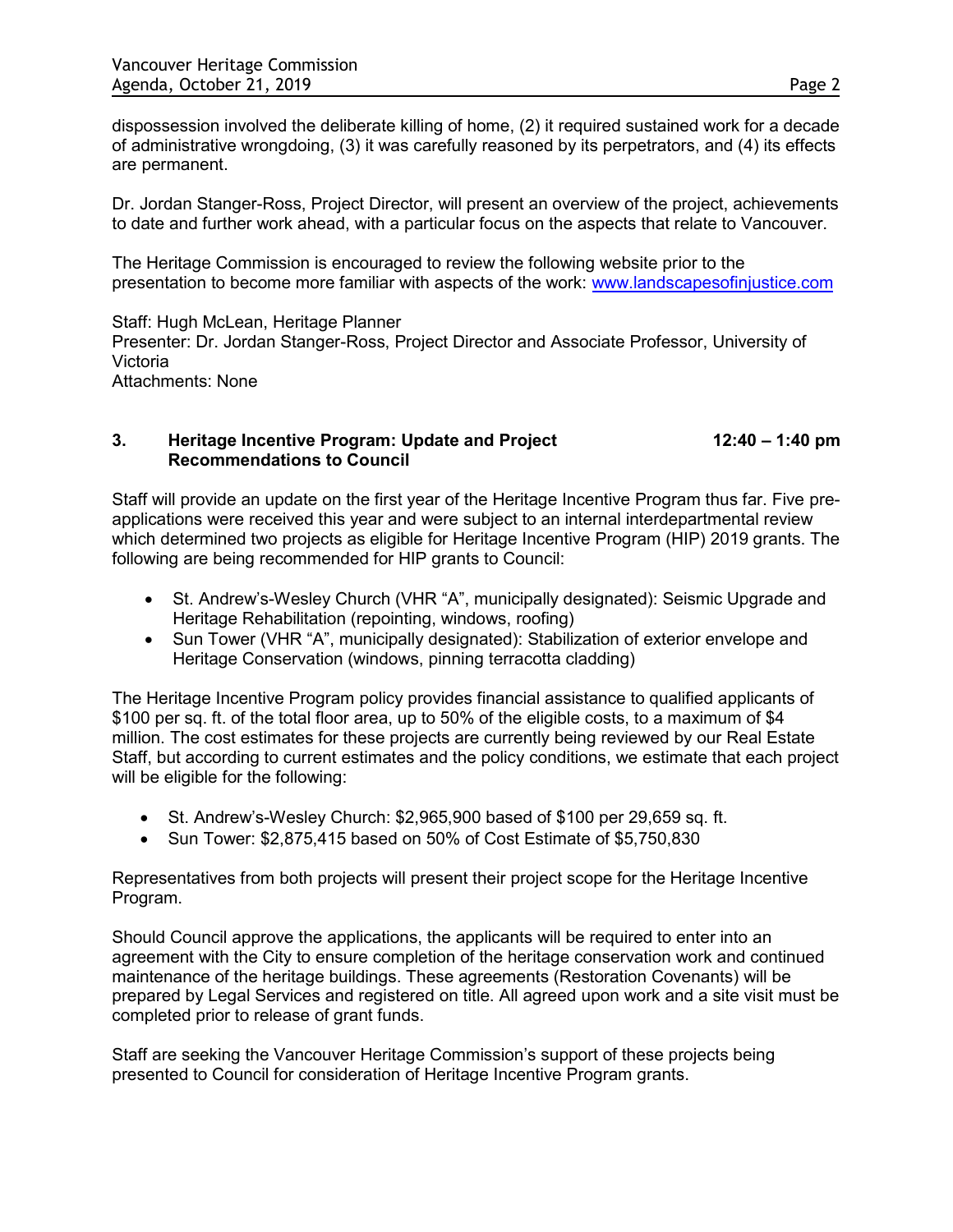dispossession involved the deliberate killing of home, (2) it required sustained work for a decade of administrative wrongdoing, (3) it was carefully reasoned by its perpetrators, and (4) its effects are permanent.

Dr. Jordan Stanger-Ross, Project Director, will present an overview of the project, achievements to date and further work ahead, with a particular focus on the aspects that relate to Vancouver.

The Heritage Commission is encouraged to review the following website prior to the presentation to become more familiar with aspects of the work: www.landscapesofinjustice.com

Staff: Hugh McLean, Heritage Planner
Presenter: Dr. Jordan Stanger-Ross, Project Director and Associate Professor, University of Victoria
Attachments: None

**3. Heritage Incentive Program: Update and Project Recommendations to Council** **12:40 – 1:40 pm**

Staff will provide an update on the first year of the Heritage Incentive Program thus far. Five pre-applications were received this year and were subject to an internal interdepartmental review which determined two projects as eligible for Heritage Incentive Program (HIP) 2019 grants. The following are being recommended for HIP grants to Council:

- St. Andrew's-Wesley Church (VHR "A", municipally designated): Seismic Upgrade and Heritage Rehabilitation (repointing, windows, roofing)
- Sun Tower (VHR "A", municipally designated): Stabilization of exterior envelope and Heritage Conservation (windows, pinning terracotta cladding)

The Heritage Incentive Program policy provides financial assistance to qualified applicants of $100 per sq. ft. of the total floor area, up to 50% of the eligible costs, to a maximum of $4 million. The cost estimates for these projects are currently being reviewed by our Real Estate Staff, but according to current estimates and the policy conditions, we estimate that each project will be eligible for the following:

- St. Andrew's-Wesley Church: $2,965,900 based of $100 per 29,659 sq. ft.
- Sun Tower: $2,875,415 based on 50% of Cost Estimate of $5,750,830

Representatives from both projects will present their project scope for the Heritage Incentive Program.

Should Council approve the applications, the applicants will be required to enter into an agreement with the City to ensure completion of the heritage conservation work and continued maintenance of the heritage buildings. These agreements (Restoration Covenants) will be prepared by Legal Services and registered on title. All agreed upon work and a site visit must be completed prior to release of grant funds.

Staff are seeking the Vancouver Heritage Commission's support of these projects being presented to Council for consideration of Heritage Incentive Program grants.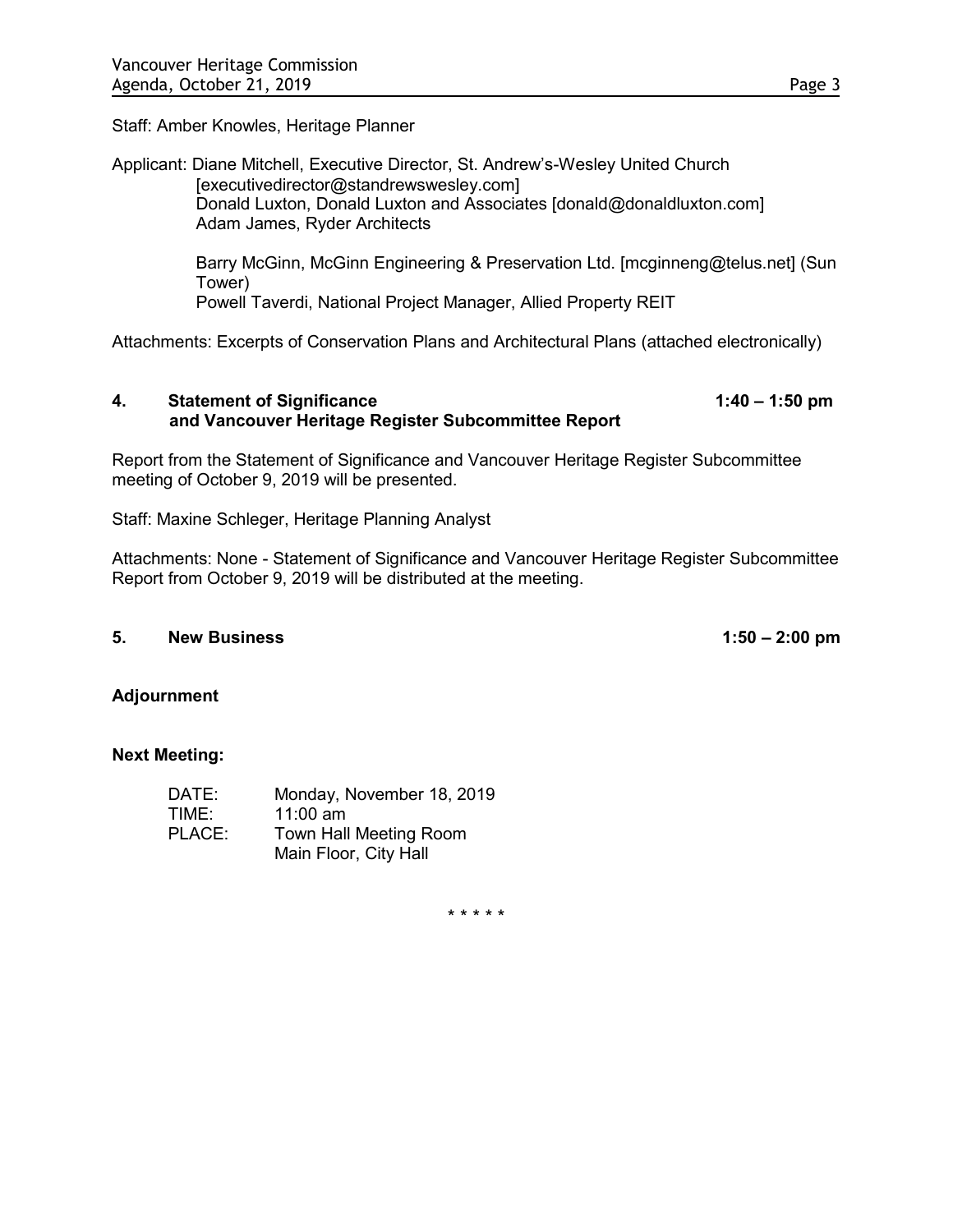Staff: Amber Knowles, Heritage Planner

Applicant: Diane Mitchell, Executive Director, St. Andrew's-Wesley United Church [executivedirector@standrewswesley.com]
Donald Luxton, Donald Luxton and Associates [donald@donaldluxton.com]
Adam James, Ryder Architects

Barry McGinn, McGinn Engineering & Preservation Ltd. [mcginneng@telus.net] (Sun Tower)
Powell Taverdi, National Project Manager, Allied Property REIT

Attachments: Excerpts of Conservation Plans and Architectural Plans (attached electronically)

## 4. Statement of Significance and Vancouver Heritage Register Subcommittee Report — 1:40 – 1:50 pm

Report from the Statement of Significance and Vancouver Heritage Register Subcommittee meeting of October 9, 2019 will be presented.

Staff: Maxine Schleger, Heritage Planning Analyst

Attachments: None - Statement of Significance and Vancouver Heritage Register Subcommittee Report from October 9, 2019 will be distributed at the meeting.

## 5. New Business — 1:50 – 2:00 pm

**Adjournment**

**Next Meeting:**

| | |
|---|---|
| DATE: | Monday, November 18, 2019 |
| TIME: | 11:00 am |
| PLACE: | Town Hall Meeting Room<br>Main Floor, City Hall |

\* \* \* \* \*